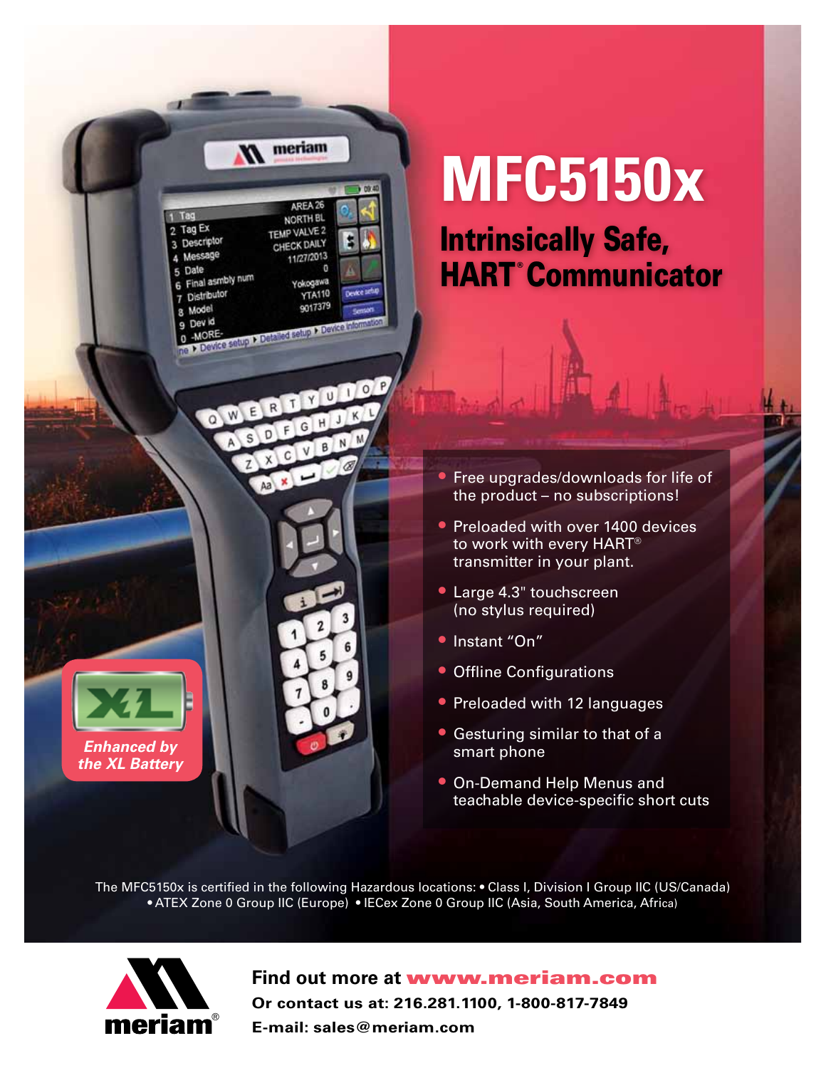# MFC5150x

## Intrinsically Safe, HART® Communicator

- Free upgrades/downloads for life of the product – no subscriptions!
- Preloaded with over 1400 devices to work with every HART® transmitter in your plant.
- Large 4.3" touchscreen (no stylus required)
- Instant "On"
- Offline Configurations
- Preloaded with 12 languages
- Gesturing similar to that of a smart phone
- On-Demand Help Menus and teachable device-specific short cuts

*Enhanced by the XL Battery*

The MFC5150x is certified in the following Hazardous locations: • Class I, Division I Group IIC (US/Canada) • ATEX Zone 0 Group IIC (Europe) • IECex Zone 0 Group IIC (Asia, South America, Africa)

**Find out more at www.meriam.com**

**Or contact us at: 216.281.1100, 1-800-817-7849**

**E-mail: sales@meriam.com**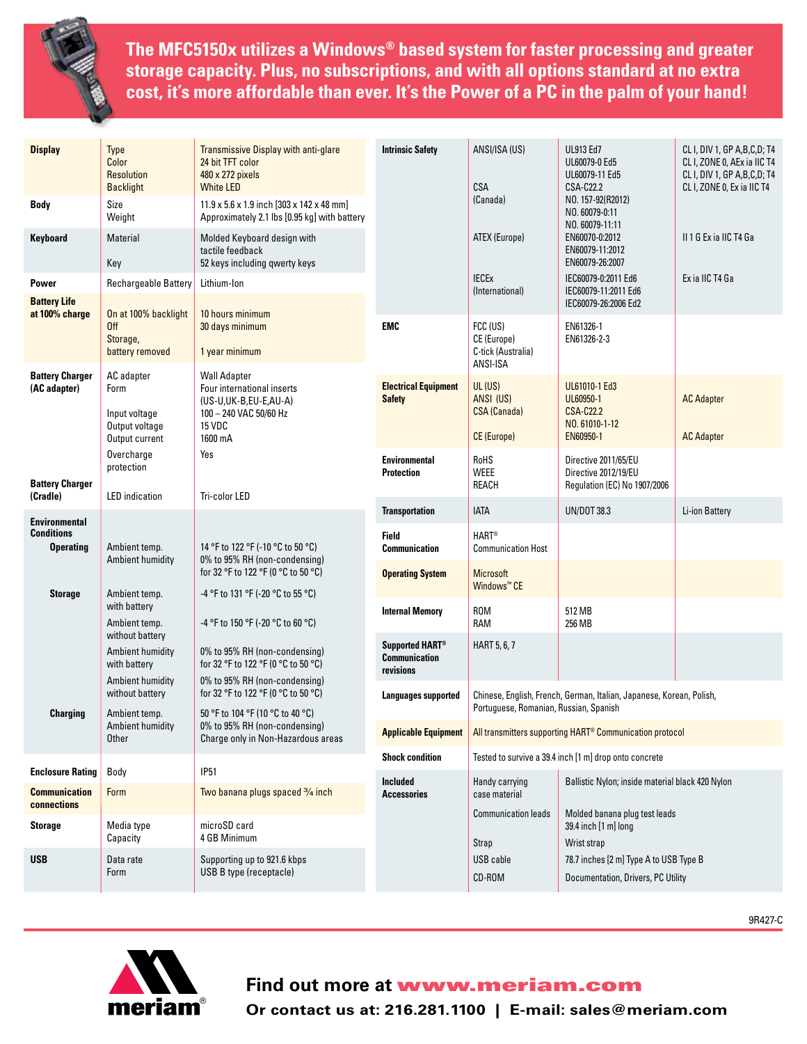**The MFC5150x utilizes a Windows® based system for faster processing and greater storage capacity. Plus, no subscriptions, and with all options standard at no extra cost, it's more affordable than ever. It's the Power of a PC in the palm of your hand!**

| | | |
|---|---|---|
| **Display** | Type<br>Color<br>Resolution<br>Backlight | Transmissive Display with anti-glare<br>24 bit TFT color<br>480 x 272 pixels<br>White LED |
| **Body** | Size<br>Weight | 11.9 x 5.6 x 1.9 inch [303 x 142 x 48 mm]<br>Approximately 2.1 lbs [0.95 kg] with battery |
| **Keyboard** | Material<br>Key | Molded Keyboard design with tactile feedback<br>52 keys including qwerty keys |
| **Power** | Rechargeable Battery | Lithium-Ion |
| **Battery Life at 100% charge** | On at 100% backlight<br>Off<br>Storage, battery removed | 10 hours minimum<br>30 days minimum<br>1 year minimum |
| **Battery Charger (AC adapter)** | AC adapter<br>Form<br>Input voltage<br>Output voltage<br>Output current<br>Overcharge protection | Wall Adapter<br>Four international inserts (US-U,UK-B,EU-E,AU-A)<br>100 – 240 VAC 50/60 Hz<br>15 VDC<br>1600 mA<br>Yes |
| **Battery Charger (Cradle)** | LED indication | Tri-color LED |
| **Environmental Conditions** | | |
| **Operating** | Ambient temp.<br>Ambient humidity | 14 °F to 122 °F (-10 °C to 50 °C)<br>0% to 95% RH (non-condensing) for 32 °F to 122 °F (0 °C to 50 °C) |
| **Storage** | Ambient temp. with battery<br>Ambient temp. without battery<br>Ambient humidity with battery<br>Ambient humidity without battery | -4 °F to 131 °F (-20 °C to 55 °C)<br>-4 °F to 150 °F (-20 °C to 60 °C)<br>0% to 95% RH (non-condensing) for 32 °F to 122 °F (0 °C to 50 °C)<br>0% to 95% RH (non-condensing) for 32 °F to 122 °F (0 °C to 50 °C) |
| **Charging** | Ambient temp.<br>Ambient humidity<br>Other | 50 °F to 104 °F (10 °C to 40 °C)<br>0% to 95% RH (non-condensing)<br>Charge only in Non-Hazardous areas |
| **Enclosure Rating** | Body | IP51 |
| **Communication connections** | Form | Two banana plugs spaced ¾ inch |
| **Storage** | Media type<br>Capacity | microSD card<br>4 GB Minimum |
| **USB** | Data rate<br>Form | Supporting up to 921.6 kbps<br>USB B type (receptacle) |

| | | | |
|---|---|---|---|
| **Intrinsic Safety** | ANSI/ISA (US) | UL913 Ed7<br>UL60079-0 Ed5<br>UL60079-11 Ed5 | CL I, DIV 1, GP A,B,C,D; T4<br>CL I, ZONE 0, AEx ia IIC T4<br>CL I, DIV 1, GP A,B,C,D; T4 |
| | CSA (Canada) | CSA-C22.2<br>NO. 157-92(R2012)<br>NO. 60079-0:11<br>NO. 60079-11:11 | CL I, ZONE 0, Ex ia IIC T4 |
| | ATEX (Europe) | EN60070-0:2012<br>EN60079-11:2012<br>EN60079-26:2007 | II 1 G Ex ia IIC T4 Ga |
| | IECEx (International) | IEC60079-0:2011 Ed6<br>IEC60079-11:2011 Ed6<br>IEC60079-26:2006 Ed2 | Ex ia IIC T4 Ga |
| **EMC** | FCC (US)<br>CE (Europe)<br>C-tick (Australia)<br>ANSI-ISA | EN61326-1<br>EN61326-2-3 | |
| **Electrical Equipment Safety** | UL (US)<br>ANSI (US)<br>CSA (Canada)<br>CE (Europe) | UL61010-1 Ed3<br>UL60950-1<br>CSA-C22.2<br>NO. 61010-1-12<br>EN60950-1 | AC Adapter<br>AC Adapter |
| **Environmental Protection** | RoHS<br>WEEE<br>REACH | Directive 2011/65/EU<br>Directive 2012/19/EU<br>Regulation (EC) No 1907/2006 | |
| **Transportation** | IATA | UN/DOT 38.3 | Li-ion Battery |
| **Field Communication** | HART®<br>Communication Host | | |
| **Operating System** | Microsoft Windows™ CE | | |
| **Internal Memory** | ROM<br>RAM | 512 MB<br>256 MB | |
| **Supported HART® Communication revisions** | HART 5, 6, 7 | | |
| **Languages supported** | Chinese, English, French, German, Italian, Japanese, Korean, Polish, Portuguese, Romanian, Russian, Spanish | | |
| **Applicable Equipment** | All transmitters supporting HART® Communication protocol | | |
| **Shock condition** | Tested to survive a 39.4 inch [1 m] drop onto concrete | | |
| **Included Accessories** | Handy carrying case material | Ballistic Nylon; inside material black 420 Nylon | |
| | Communication leads | Molded banana plug test leads 39.4 inch [1 m] long | |
| | Strap | Wrist strap | |
| | USB cable | 78.7 inches [2 m] Type A to USB Type B | |
| | CD-ROM | Documentation, Drivers, PC Utility | |

9R427-C

meriam®

**Find out more at www.meriam.com**

**Or contact us at: 216.281.1100 | E-mail: sales@meriam.com**